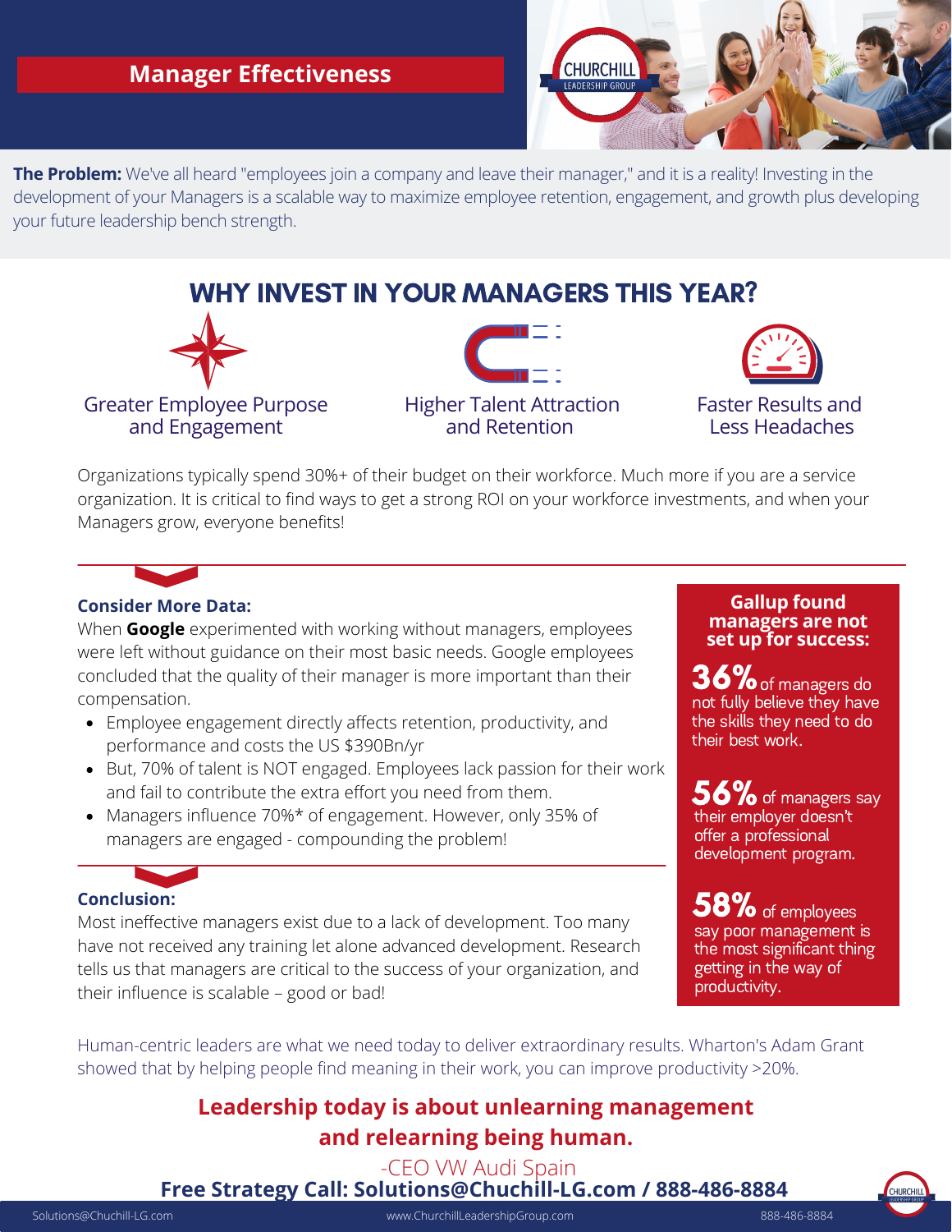# Manager Effectiveness

CHURCHILL LEADERSHIP GROUP

**The Problem:** We've all heard "employees join a company and leave their manager," and it is a reality! Investing in the development of your Managers is a scalable way to maximize employee retention, engagement, and growth plus developing your future leadership bench strength.

## WHY INVEST IN YOUR MANAGERS THIS YEAR?

- Greater Employee Purpose and Engagement
- Higher Talent Attraction and Retention
- Faster Results and Less Headaches

Organizations typically spend 30%+ of their budget on their workforce. Much more if you are a service organization. It is critical to find ways to get a strong ROI on your workforce investments, and when your Managers grow, everyone benefits!

### Consider More Data:

When **Google** experimented with working without managers, employees were left without guidance on their most basic needs. Google employees concluded that the quality of their manager is more important than their compensation.

- Employee engagement directly affects retention, productivity, and performance and costs the US $390Bn/yr
- But, 70% of talent is NOT engaged. Employees lack passion for their work and fail to contribute the extra effort you need from them.
- Managers influence 70%* of engagement. However, only 35% of managers are engaged - compounding the problem!

### Gallup found managers are not set up for success:

**36%** of managers do not fully believe they have the skills they need to do their best work.

**56%** of managers say their employer doesn't offer a professional development program.

**58%** of employees say poor management is the most significant thing getting in the way of productivity.

### Conclusion:

Most ineffective managers exist due to a lack of development. Too many have not received any training let alone advanced development. Research tells us that managers are critical to the success of your organization, and their influence is scalable – good or bad!

Human-centric leaders are what we need today to deliver extraordinary results. Wharton's Adam Grant showed that by helping people find meaning in their work, you can improve productivity >20%.

**Leadership today is about unlearning management and relearning being human.**

-CEO VW Audi Spain

**Free Strategy Call: Solutions@Chuchill-LG.com / 888-486-8884**

Solutions@Chuchill-LG.com | www.ChurchillLeadershipGroup.com | 888-486-8884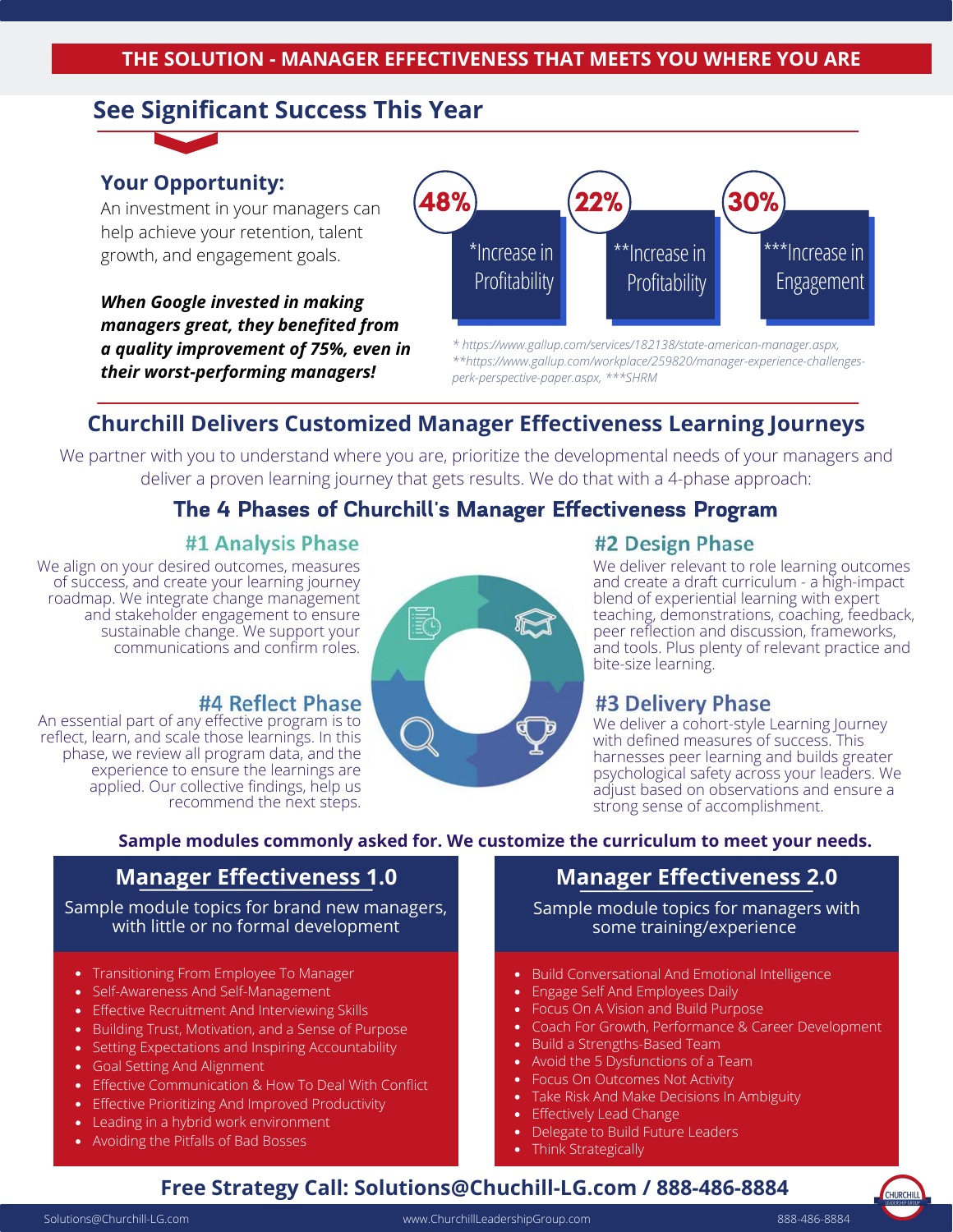## THE SOLUTION - MANAGER EFFECTIVENESS THAT MEETS YOU WHERE YOU ARE

# See Significant Success This Year

### Your Opportunity:

An investment in your managers can help achieve your retention, talent growth, and engagement goals.

***When Google invested in making managers great, they benefited from a quality improvement of 75%, even in their worst-performing managers!***

**48%** *Increase in Profitability

**22%** **Increase in Profitability

**30%** ***Increase in Engagement

*\* https://www.gallup.com/services/182138/state-american-manager.aspx, \*\*https://www.gallup.com/workplace/259820/manager-experience-challenges-perk-perspective-paper.aspx, \*\*\*SHRM*

## Churchill Delivers Customized Manager Effectiveness Learning Journeys

We partner with you to understand where you are, prioritize the developmental needs of your managers and deliver a proven learning journey that gets results. We do that with a 4-phase approach:

## The 4 Phases of Churchill's Manager Effectiveness Program

### #1 Analysis Phase

We align on your desired outcomes, measures of success, and create your learning journey roadmap. We integrate change management and stakeholder engagement to ensure sustainable change. We support your communications and confirm roles.

### #2 Design Phase

We deliver relevant to role learning outcomes and create a draft curriculum - a high-impact blend of experiential learning with expert teaching, demonstrations, coaching, feedback, peer reflection and discussion, frameworks, and tools. Plus plenty of relevant practice and bite-size learning.

### #3 Delivery Phase

We deliver a cohort-style Learning Journey with defined measures of success. This harnesses peer learning and builds greater psychological safety across your leaders. We adjust based on observations and ensure a strong sense of accomplishment.

### #4 Reflect Phase

An essential part of any effective program is to reflect, learn, and scale those learnings. In this phase, we review all program data, and the experience to ensure the learnings are applied. Our collective findings, help us recommend the next steps.

**Sample modules commonly asked for. We customize the curriculum to meet your needs.**

### Manager Effectiveness 1.0

Sample module topics for brand new managers, with little or no formal development

- Transitioning From Employee To Manager
- Self-Awareness And Self-Management
- Effective Recruitment And Interviewing Skills
- Building Trust, Motivation, and a Sense of Purpose
- Setting Expectations and Inspiring Accountability
- Goal Setting And Alignment
- Effective Communication & How To Deal With Conflict
- Effective Prioritizing And Improved Productivity
- Leading in a hybrid work environment
- Avoiding the Pitfalls of Bad Bosses

### Manager Effectiveness 2.0

Sample module topics for managers with some training/experience

- Build Conversational And Emotional Intelligence
- Engage Self And Employees Daily
- Focus On A Vision and Build Purpose
- Coach For Growth, Performance & Career Development
- Build a Strengths-Based Team
- Avoid the 5 Dysfunctions of a Team
- Focus On Outcomes Not Activity
- Take Risk And Make Decisions In Ambiguity
- Effectively Lead Change
- Delegate to Build Future Leaders
- Think Strategically

**Free Strategy Call: Solutions@Chuchill-LG.com / 888-486-8884**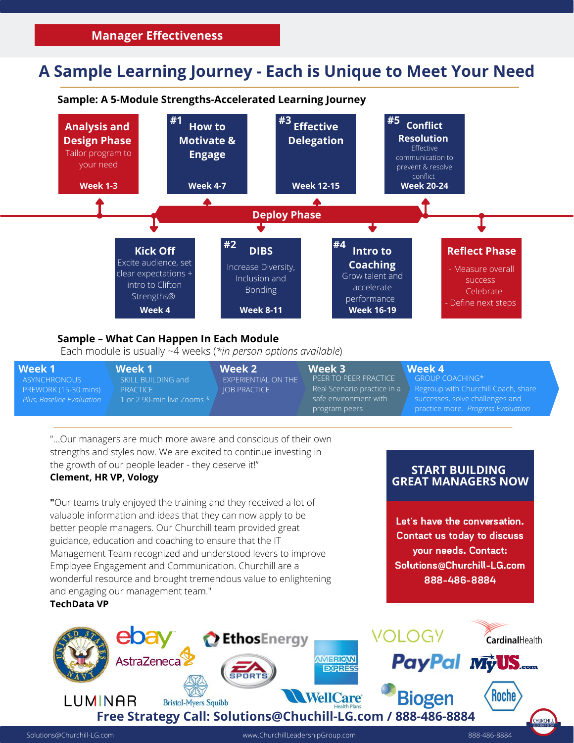**Manager Effectiveness**

# A Sample Learning Journey - Each is Unique to Meet Your Need

### Sample: A 5-Module Strengths-Accelerated Learning Journey

**Analysis and Design Phase**
Tailor program to your need
**Week 1-3**

**Kick Off**
Excite audience, set clear expectations + intro to Clifton Strengths®
**Week 4**

**#1 How to Motivate & Engage**
**Week 4-7**

**#2 DIBS**
Increase Diversity, Inclusion and Bonding
**Week 8-11**

**#3 Effective Delegation**
**Week 12-15**

**#4 Intro to Coaching**
Grow talent and accelerate performance
**Week 16-19**

**#5 Conflict Resolution**
Effective communication to prevent & resolve conflict
**Week 20-24**

**Deploy Phase**

**Reflect Phase**
- Measure overall success
- Celebrate
- Define next steps

### Sample – What Can Happen In Each Module

Each module is usually ~4 weeks (*in person options available*)

| Week 1 | Week 1 | Week 2 | Week 3 | Week 4 |
|---|---|---|---|---|
| ASYNCHRONOUS PREWORK (15-30 mins) *Plus, Baseline Evaluation* | SKILL BUILDING and PRACTICE 1 or 2 90-min live Zooms * | EXPERIENTIAL ON THE JOB PRACTICE | PEER TO PEER PRACTICE Real Scenario practice in a safe environment with program peers | GROUP COACHING* Regroup with Churchill Coach, share successes, solve challenges and practice more. *Progress Evaluation* |

"...Our managers are much more aware and conscious of their own strengths and styles now. We are excited to continue investing in the growth of our people leader - they deserve it!"
**Clement, HR VP, Vology**

**"**Our teams truly enjoyed the training and they received a lot of valuable information and ideas that they can now apply to be better people managers. Our Churchill team provided great guidance, education and coaching to ensure that the IT Management Team recognized and understood levers to improve Employee Engagement and Communication. Churchill are a wonderful resource and brought tremendous value to enlightening and engaging our management team."
**TechData VP**

**START BUILDING GREAT MANAGERS NOW**

**Let's have the conversation. Contact us today to discuss your needs. Contact: Solutions@Churchill-LG.com 888-486-8884**

**Free Strategy Call: Solutions@Chuchill-LG.com / 888-486-8884**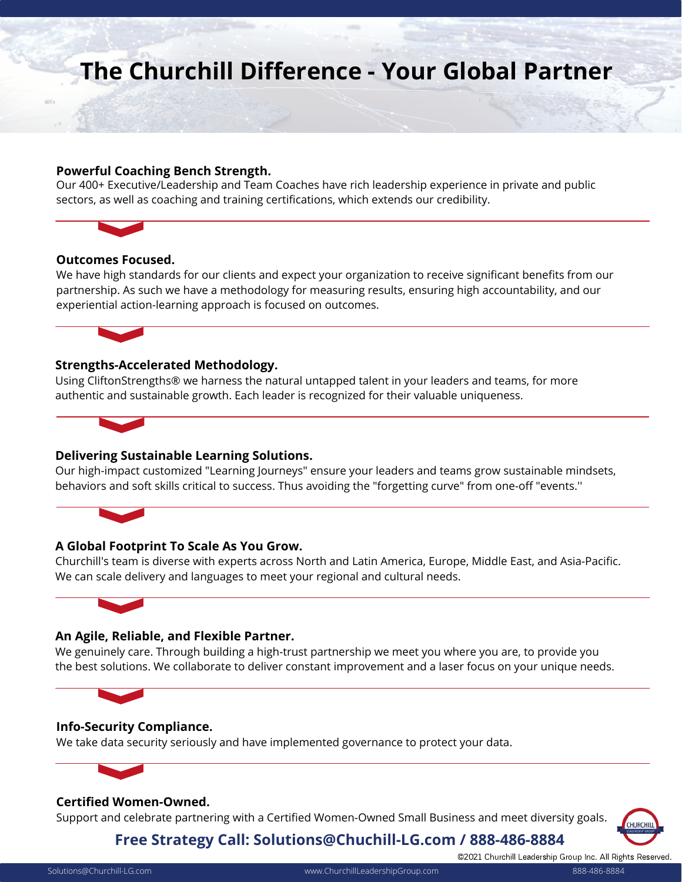# The Churchill Difference - Your Global Partner

**Powerful Coaching Bench Strength.**
Our 400+ Executive/Leadership and Team Coaches have rich leadership experience in private and public sectors, as well as coaching and training certifications, which extends our credibility.

**Outcomes Focused.**
We have high standards for our clients and expect your organization to receive significant benefits from our partnership. As such we have a methodology for measuring results, ensuring high accountability, and our experiential action-learning approach is focused on outcomes.

**Strengths-Accelerated Methodology.**
Using CliftonStrengths® we harness the natural untapped talent in your leaders and teams, for more authentic and sustainable growth. Each leader is recognized for their valuable uniqueness.

**Delivering Sustainable Learning Solutions.**
Our high-impact customized "Learning Journeys" ensure your leaders and teams grow sustainable mindsets, behaviors and soft skills critical to success. Thus avoiding the "forgetting curve" from one-off "events.''

**A Global Footprint To Scale As You Grow.**
Churchill's team is diverse with experts across North and Latin America, Europe, Middle East, and Asia-Pacific. We can scale delivery and languages to meet your regional and cultural needs.

**An Agile, Reliable, and Flexible Partner.**
We genuinely care. Through building a high-trust partnership we meet you where you are, to provide you the best solutions. We collaborate to deliver constant improvement and a laser focus on your unique needs.

**Info-Security Compliance.**
We take data security seriously and have implemented governance to protect your data.

**Certified Women-Owned.**
Support and celebrate partnering with a Certified Women-Owned Small Business and meet diversity goals.

**Free Strategy Call: Solutions@Chuchill-LG.com / 888-486-8884**

©2021 Churchill Leadership Group Inc. All Rights Reserved.

Solutions@Churchill-LG.com www.ChurchillLeadershipGroup.com 888-486-8884